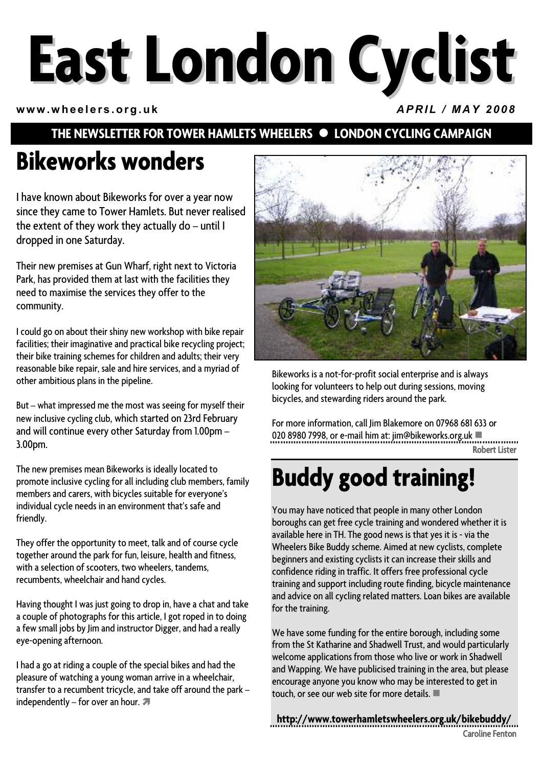# East London Cyclist

www.wheelers.org.uk

*APRIL / MAY 2008*

**THE NEWSLETTER FOR TOWER HAMLETS WHEELERS ● LONDON CYCLING CAMPAIGN**

## Bikeworks wonders

I have known about Bikeworks for over a year now since they came to Tower Hamlets. But never realised the extent of they work they actually do – until I dropped in one Saturday.

Their new premises at Gun Wharf, right next to Victoria Park, has provided them at last with the facilities they need to maximise the services they offer to the community.

I could go on about their shiny new workshop with bike repair facilities; their imaginative and practical bike recycling project; their bike training schemes for children and adults; their very reasonable bike repair, sale and hire services, and a myriad of other ambitious plans in the pipeline.

But – what impressed me the most was seeing for myself their new inclusive cycling club, which started on 23rd February and will continue every other Saturday from 1.00pm – 3.00pm.

The new premises mean Bikeworks is ideally located to promote inclusive cycling for all including club members, family members and carers, with bicycles suitable for everyone's individual cycle needs in an environment that's safe and friendly.

They offer the opportunity to meet, talk and of course cycle together around the park for fun, leisure, health and fitness, with a selection of scooters, two wheelers, tandems, recumbents, wheelchair and hand cycles.

Having thought I was just going to drop in, have a chat and take a couple of photographs for this article, I got roped in to doing a few small jobs by Jim and instructor Digger, and had a really eye-opening afternoon.

I had a go at riding a couple of the special bikes and had the pleasure of watching a young woman arrive in a wheelchair, transfer to a recumbent tricycle, and take off around the park – independently – for over an hour.

Bikeworks is a not-for-profit social enterprise and is always looking for volunteers to help out during sessions, moving bicycles, and stewarding riders around the park.

For more information, call Jim Blakemore on 07968 681 633 or 020 8980 7998, or e-mail him at: jim@bikeworks.org.uk

**Robert Lister**

## Buddy good training!

You may have noticed that people in many other London boroughs can get free cycle training and wondered whether it is available here in TH. The good news is that yes it is - via the Wheelers Bike Buddy scheme. Aimed at new cyclists, complete beginners and existing cyclists it can increase their skills and confidence riding in traffic. It offers free professional cycle training and support including route finding, bicycle maintenance and advice on all cycling related matters. Loan bikes are available for the training.

We have some funding for the entire borough, including some from the St Katharine and Shadwell Trust, and would particularly welcome applications from those who live or work in Shadwell and Wapping. We have publicised training in the area, but please encourage anyone you know who may be interested to get in touch, or see our web site for more details.

**http://www.towerhamletswheelers.org.uk/bikebuddy/**

**Caroline Fenton**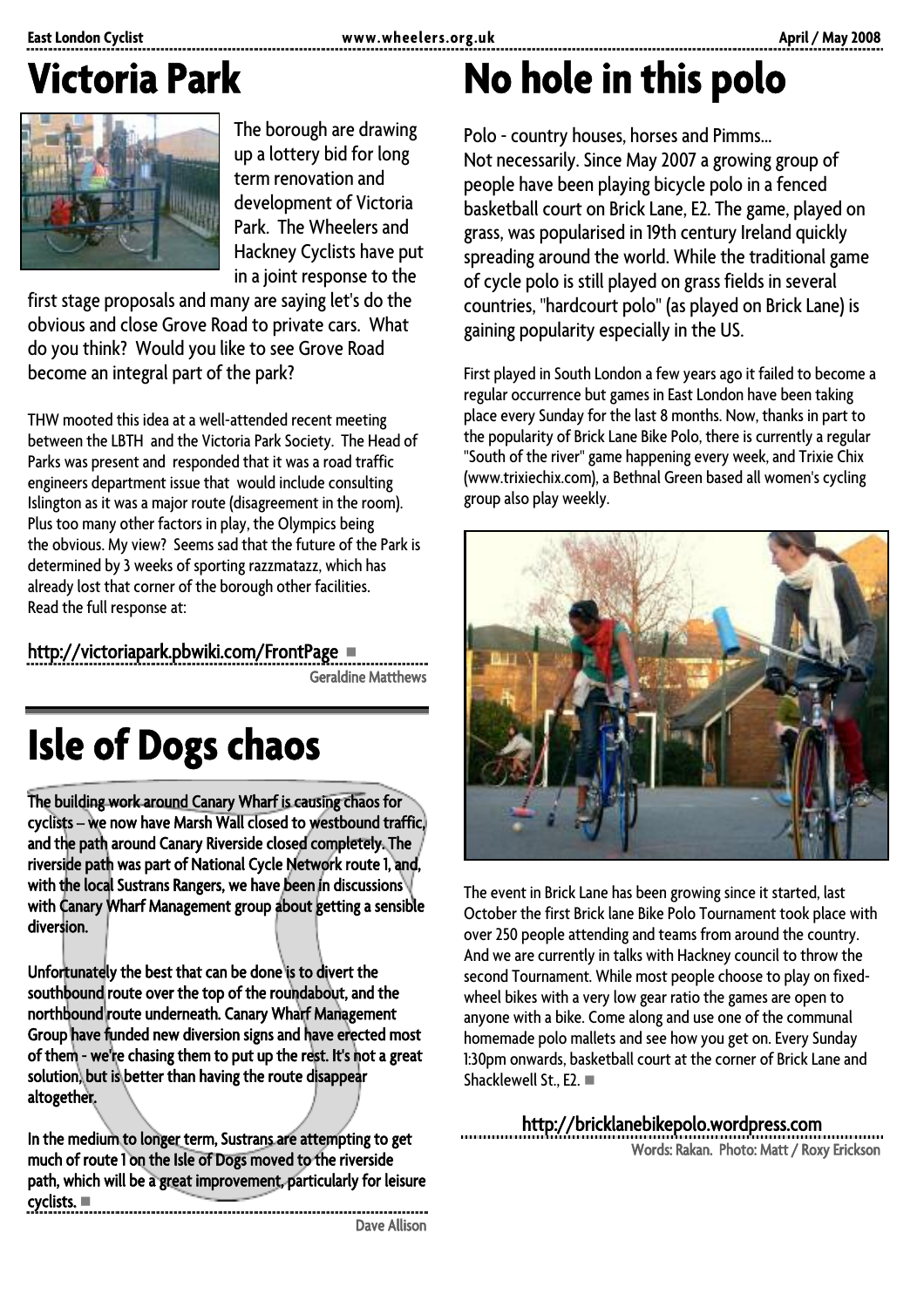# Victoria Park

The borough are drawing up a lottery bid for long term renovation and development of Victoria Park. The Wheelers and Hackney Cyclists have put in a joint response to the first stage proposals and many are saying let's do the obvious and close Grove Road to private cars. What do you think? Would you like to see Grove Road become an integral part of the park?

THW mooted this idea at a well-attended recent meeting between the LBTH and the Victoria Park Society. The Head of Parks was present and responded that it was a road traffic engineers department issue that would include consulting Islington as it was a major route (disagreement in the room). Plus too many other factors in play, the Olympics being the obvious. My view? Seems sad that the future of the Park is determined by 3 weeks of sporting razzmatazz, which has already lost that corner of the borough other facilities. Read the full response at:

http://victoriapark.pbwiki.com/FrontPage ■

Geraldine Matthews

# Isle of Dogs chaos

The building work around Canary Wharf is causing chaos for cyclists – we now have Marsh Wall closed to westbound traffic, and the path around Canary Riverside closed completely. The riverside path was part of National Cycle Network route 1, and, with the local Sustrans Rangers, we have been in discussions with Canary Wharf Management group about getting a sensible diversion.

Unfortunately the best that can be done is to divert the southbound route over the top of the roundabout, and the northbound route underneath. Canary Wharf Management Group have funded new diversion signs and have erected most of them - we're chasing them to put up the rest. It's not a great solution, but is better than having the route disappear altogether.

In the medium to longer term, Sustrans are attempting to get much of route 1 on the Isle of Dogs moved to the riverside path, which will be a great improvement, particularly for leisure cyclists. ■

Dave Allison

# No hole in this polo

Polo - country houses, horses and Pimms...
Not necessarily. Since May 2007 a growing group of people have been playing bicycle polo in a fenced basketball court on Brick Lane, E2. The game, played on grass, was popularised in 19th century Ireland quickly spreading around the world. While the traditional game of cycle polo is still played on grass fields in several countries, "hardcourt polo" (as played on Brick Lane) is gaining popularity especially in the US.

First played in South London a few years ago it failed to become a regular occurrence but games in East London have been taking place every Sunday for the last 8 months. Now, thanks in part to the popularity of Brick Lane Bike Polo, there is currently a regular "South of the river" game happening every week, and Trixie Chix (www.trixiechix.com), a Bethnal Green based all women's cycling group also play weekly.

The event in Brick Lane has been growing since it started, last October the first Brick lane Bike Polo Tournament took place with over 250 people attending and teams from around the country. And we are currently in talks with Hackney council to throw the second Tournament. While most people choose to play on fixed-wheel bikes with a very low gear ratio the games are open to anyone with a bike. Come along and use one of the communal homemade polo mallets and see how you get on. Every Sunday 1:30pm onwards, basketball court at the corner of Brick Lane and Shacklewell St., E2. ■

http://bricklanebikepolo.wordpress.com

Words: Rakan. Photo: Matt / Roxy Erickson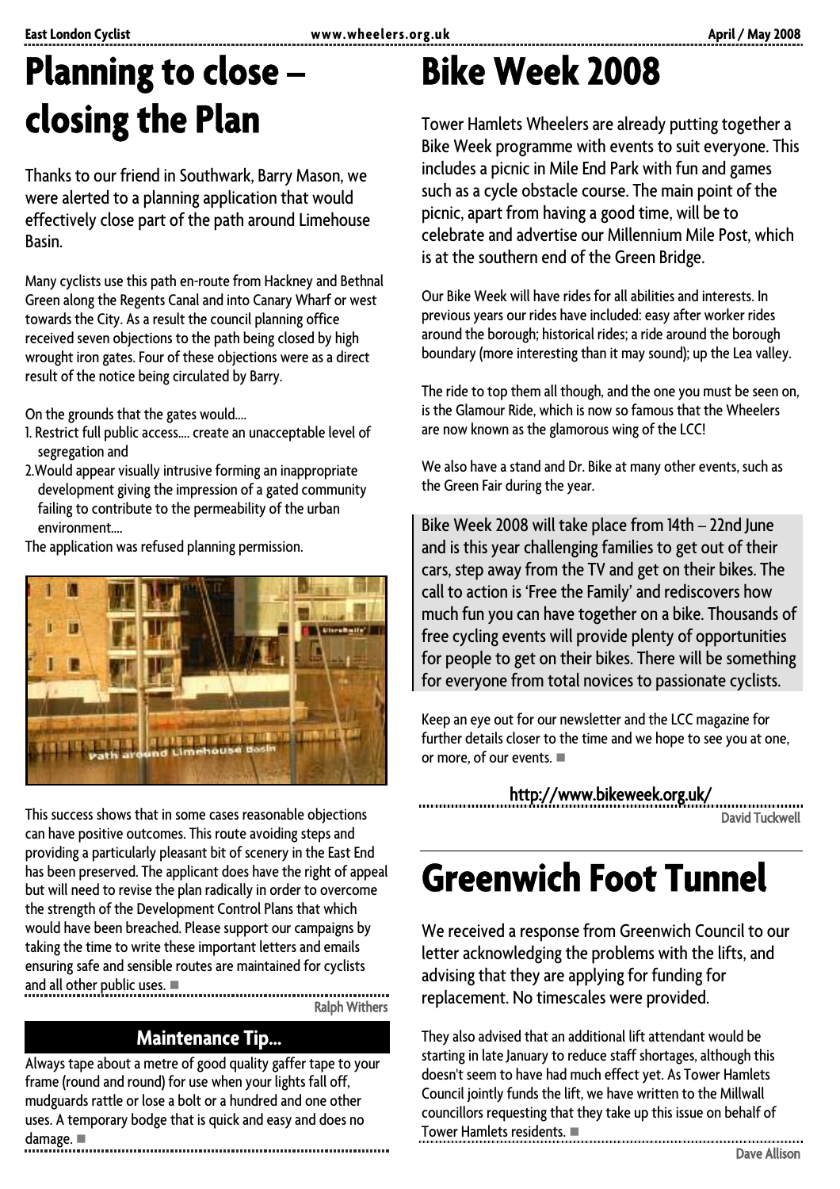# Planning to close – closing the Plan

Thanks to our friend in Southwark, Barry Mason, we were alerted to a planning application that would effectively close part of the path around Limehouse Basin.

Many cyclists use this path en-route from Hackney and Bethnal Green along the Regents Canal and into Canary Wharf or west towards the City. As a result the council planning office received seven objections to the path being closed by high wrought iron gates. Four of these objections were as a direct result of the notice being circulated by Barry.

On the grounds that the gates would....

1. Restrict full public access.... create an unacceptable level of segregation and
2. Would appear visually intrusive forming an inappropriate development giving the impression of a gated community failing to contribute to the permeability of the urban environment....

The application was refused planning permission.

Path around Limehouse Basin

This success shows that in some cases reasonable objections can have positive outcomes. This route avoiding steps and providing a particularly pleasant bit of scenery in the East End has been preserved. The applicant does have the right of appeal but will need to revise the plan radically in order to overcome the strength of the Development Control Plans that which would have been breached. Please support our campaigns by taking the time to write these important letters and emails ensuring safe and sensible routes are maintained for cyclists and all other public uses. ■

Ralph Withers

## Maintenance Tip...

Always tape about a metre of good quality gaffer tape to your frame (round and round) for use when your lights fall off, mudguards rattle or lose a bolt or a hundred and one other uses. A temporary bodge that is quick and easy and does no damage. ■

# Bike Week 2008

Tower Hamlets Wheelers are already putting together a Bike Week programme with events to suit everyone. This includes a picnic in Mile End Park with fun and games such as a cycle obstacle course. The main point of the picnic, apart from having a good time, will be to celebrate and advertise our Millennium Mile Post, which is at the southern end of the Green Bridge.

Our Bike Week will have rides for all abilities and interests. In previous years our rides have included: easy after worker rides around the borough; historical rides; a ride around the borough boundary (more interesting than it may sound); up the Lea valley.

The ride to top them all though, and the one you must be seen on, is the Glamour Ride, which is now so famous that the Wheelers are now known as the glamorous wing of the LCC!

We also have a stand and Dr. Bike at many other events, such as the Green Fair during the year.

Bike Week 2008 will take place from 14th – 22nd June and is this year challenging families to get out of their cars, step away from the TV and get on their bikes. The call to action is 'Free the Family' and rediscovers how much fun you can have together on a bike. Thousands of free cycling events will provide plenty of opportunities for people to get on their bikes. There will be something for everyone from total novices to passionate cyclists.

Keep an eye out for our newsletter and the LCC magazine for further details closer to the time and we hope to see you at one, or more, of our events. ■

http://www.bikeweek.org.uk/

David Tuckwell

# Greenwich Foot Tunnel

We received a response from Greenwich Council to our letter acknowledging the problems with the lifts, and advising that they are applying for funding for replacement. No timescales were provided.

They also advised that an additional lift attendant would be starting in late January to reduce staff shortages, although this doesn't seem to have had much effect yet. As Tower Hamlets Council jointly funds the lift, we have written to the Millwall councillors requesting that they take up this issue on behalf of Tower Hamlets residents. ■

Dave Allison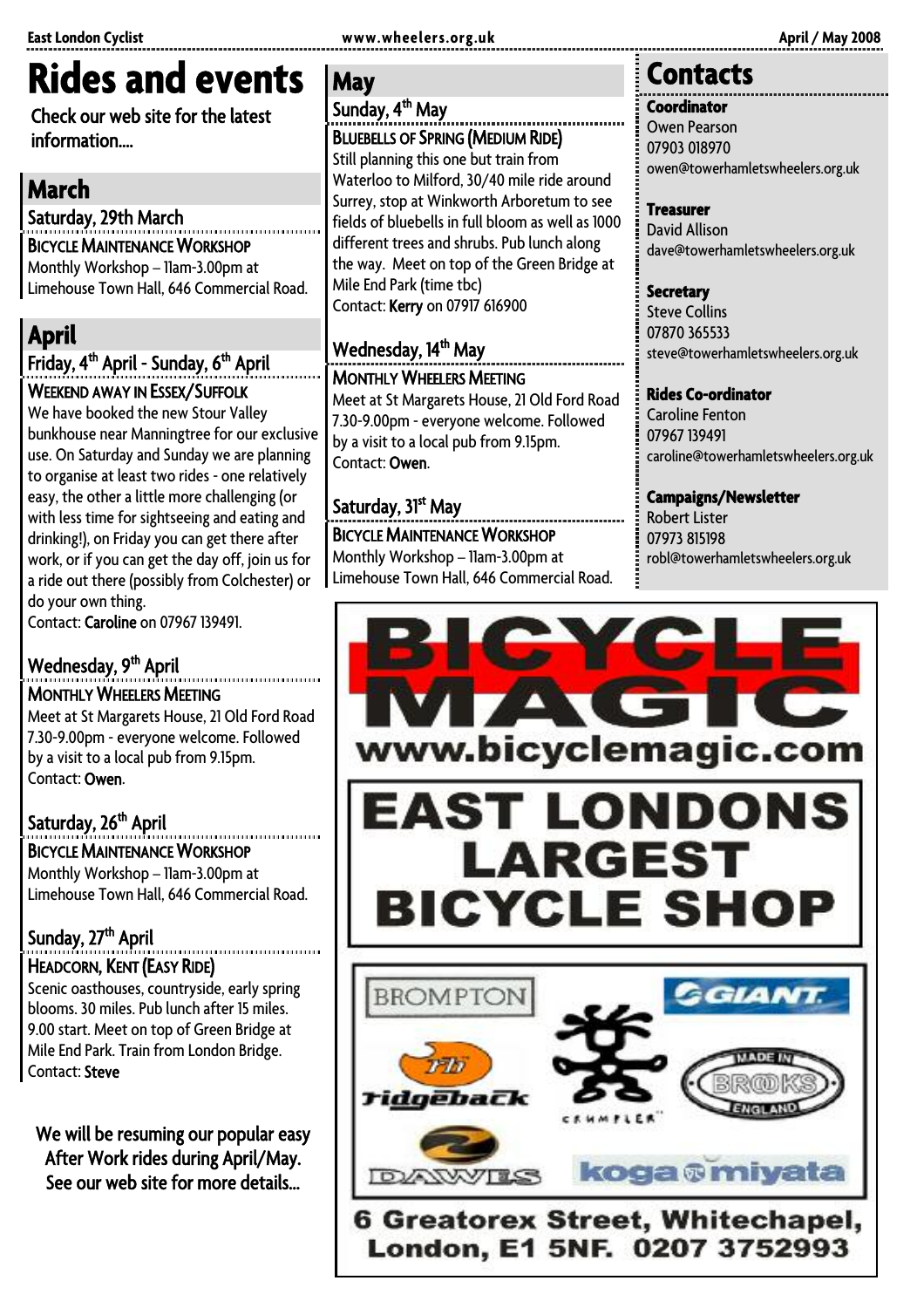# Rides and events

Check our web site for the latest information....

## March

### Saturday, 29th March

**BICYCLE MAINTENANCE WORKSHOP**

Monthly Workshop – 11am-3.00pm at Limehouse Town Hall, 646 Commercial Road.

## April

### Friday, 4th April - Sunday, 6th April

**WEEKEND AWAY IN ESSEX/SUFFOLK**

We have booked the new Stour Valley bunkhouse near Manningtree for our exclusive use. On Saturday and Sunday we are planning to organise at least two rides - one relatively easy, the other a little more challenging (or with less time for sightseeing and eating and drinking!), on Friday you can get there after work, or if you can get the day off, join us for a ride out there (possibly from Colchester) or do your own thing.

Contact: **Caroline** on 07967 139491.

### Wednesday, 9th April

**MONTHLY WHEELERS MEETING**

Meet at St Margarets House, 21 Old Ford Road 7.30-9.00pm - everyone welcome. Followed by a visit to a local pub from 9.15pm.

Contact: **Owen**.

### Saturday, 26th April

**BICYCLE MAINTENANCE WORKSHOP**

Monthly Workshop – 11am-3.00pm at Limehouse Town Hall, 646 Commercial Road.

### Sunday, 27th April

**HEADCORN, KENT (EASY RIDE)**

Scenic oasthouses, countryside, early spring blooms. 30 miles. Pub lunch after 15 miles. 9.00 start. Meet on top of Green Bridge at Mile End Park. Train from London Bridge.

Contact: **Steve**

**We will be resuming our popular easy After Work rides during April/May. See our web site for more details...**

## May

### Sunday, 4th May

**BLUEBELLS OF SPRING (MEDIUM RIDE)**

Still planning this one but train from Waterloo to Milford, 30/40 mile ride around Surrey, stop at Winkworth Arboretum to see fields of bluebells in full bloom as well as 1000 different trees and shrubs. Pub lunch along the way. Meet on top of the Green Bridge at Mile End Park (time tbc)

Contact: **Kerry** on 07917 616900

### Wednesday, 14th May

**MONTHLY WHEELERS MEETING**

Meet at St Margarets House, 21 Old Ford Road 7.30-9.00pm - everyone welcome. Followed by a visit to a local pub from 9.15pm.

Contact: **Owen**.

### Saturday, 31st May

**BICYCLE MAINTENANCE WORKSHOP**

Monthly Workshop – 11am-3.00pm at Limehouse Town Hall, 646 Commercial Road.

# Contacts

**Coordinator**
Owen Pearson
07903 018970
owen@towerhamletswheelers.org.uk

**Treasurer**
David Allison
dave@towerhamletswheelers.org.uk

**Secretary**
Steve Collins
07870 365533
steve@towerhamletswheelers.org.uk

**Rides Co-ordinator**
Caroline Fenton
07967 139491
caroline@towerhamletswheelers.org.uk

**Campaigns/Newsletter**
Robert Lister
07973 815198
robl@towerhamletswheelers.org.uk

**BICYCLE MAGIC**

www.bicyclemagic.com

**EAST LONDONS LARGEST BICYCLE SHOP**

BROMPTON · GIANT · Ridgeback · CRUMPLER · BROOKS (MADE IN ENGLAND) · DAWES · koga miyata

**6 Greatorex Street, Whitechapel, London, E1 5NF. 0207 3752993**